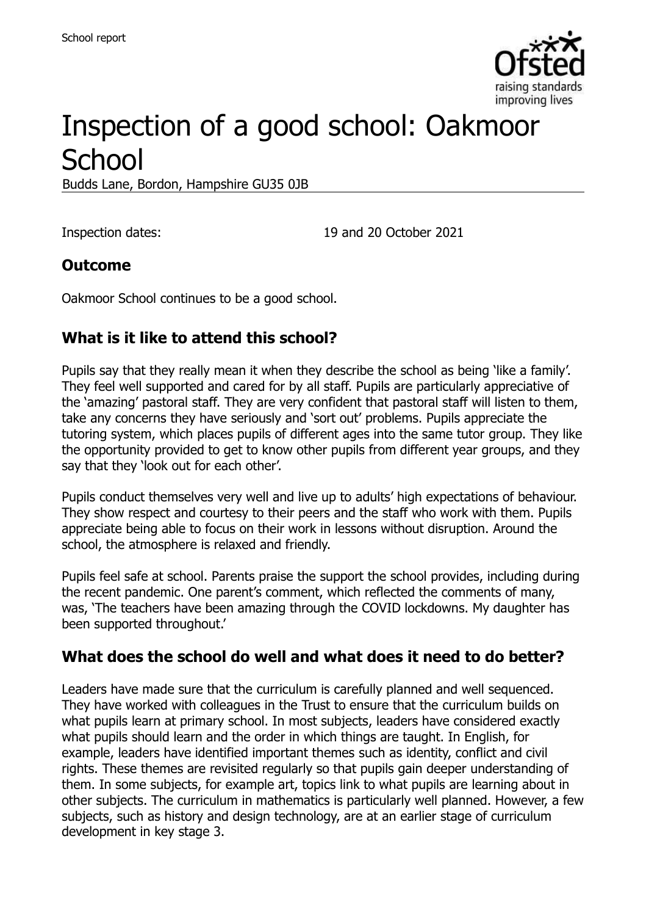School report

# Inspection of a good school: Oakmoor School

Budds Lane, Bordon, Hampshire GU35 0JB

Inspection dates: 19 and 20 October 2021

## Outcome

Oakmoor School continues to be a good school.

## What is it like to attend this school?

Pupils say that they really mean it when they describe the school as being 'like a family'. They feel well supported and cared for by all staff. Pupils are particularly appreciative of the 'amazing' pastoral staff. They are very confident that pastoral staff will listen to them, take any concerns they have seriously and 'sort out' problems. Pupils appreciate the tutoring system, which places pupils of different ages into the same tutor group. They like the opportunity provided to get to know other pupils from different year groups, and they say that they 'look out for each other'.

Pupils conduct themselves very well and live up to adults' high expectations of behaviour. They show respect and courtesy to their peers and the staff who work with them. Pupils appreciate being able to focus on their work in lessons without disruption. Around the school, the atmosphere is relaxed and friendly.

Pupils feel safe at school. Parents praise the support the school provides, including during the recent pandemic. One parent's comment, which reflected the comments of many, was, 'The teachers have been amazing through the COVID lockdowns. My daughter has been supported throughout.'

## What does the school do well and what does it need to do better?

Leaders have made sure that the curriculum is carefully planned and well sequenced. They have worked with colleagues in the Trust to ensure that the curriculum builds on what pupils learn at primary school. In most subjects, leaders have considered exactly what pupils should learn and the order in which things are taught. In English, for example, leaders have identified important themes such as identity, conflict and civil rights. These themes are revisited regularly so that pupils gain deeper understanding of them. In some subjects, for example art, topics link to what pupils are learning about in other subjects. The curriculum in mathematics is particularly well planned. However, a few subjects, such as history and design technology, are at an earlier stage of curriculum development in key stage 3.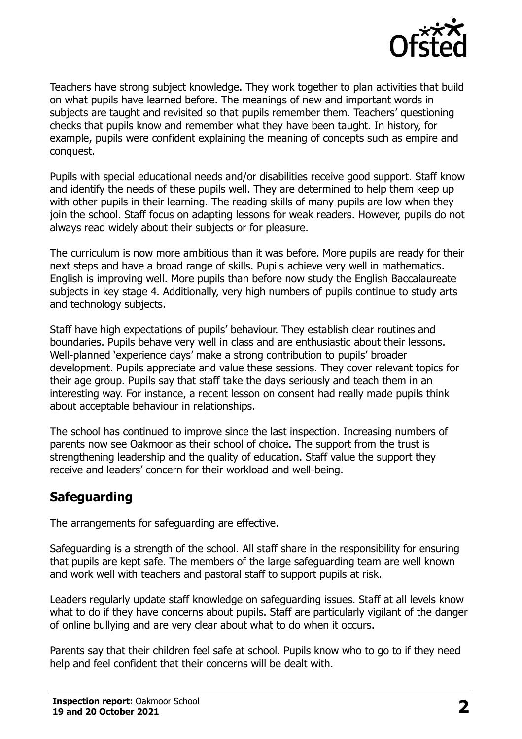Teachers have strong subject knowledge. They work together to plan activities that build on what pupils have learned before. The meanings of new and important words in subjects are taught and revisited so that pupils remember them. Teachers' questioning checks that pupils know and remember what they have been taught. In history, for example, pupils were confident explaining the meaning of concepts such as empire and conquest.

Pupils with special educational needs and/or disabilities receive good support. Staff know and identify the needs of these pupils well. They are determined to help them keep up with other pupils in their learning. The reading skills of many pupils are low when they join the school. Staff focus on adapting lessons for weak readers. However, pupils do not always read widely about their subjects or for pleasure.

The curriculum is now more ambitious than it was before. More pupils are ready for their next steps and have a broad range of skills. Pupils achieve very well in mathematics. English is improving well. More pupils than before now study the English Baccalaureate subjects in key stage 4. Additionally, very high numbers of pupils continue to study arts and technology subjects.

Staff have high expectations of pupils' behaviour. They establish clear routines and boundaries. Pupils behave very well in class and are enthusiastic about their lessons. Well-planned 'experience days' make a strong contribution to pupils' broader development. Pupils appreciate and value these sessions. They cover relevant topics for their age group. Pupils say that staff take the days seriously and teach them in an interesting way. For instance, a recent lesson on consent had really made pupils think about acceptable behaviour in relationships.

The school has continued to improve since the last inspection. Increasing numbers of parents now see Oakmoor as their school of choice. The support from the trust is strengthening leadership and the quality of education. Staff value the support they receive and leaders' concern for their workload and well-being.

## Safeguarding

The arrangements for safeguarding are effective.

Safeguarding is a strength of the school. All staff share in the responsibility for ensuring that pupils are kept safe. The members of the large safeguarding team are well known and work well with teachers and pastoral staff to support pupils at risk.

Leaders regularly update staff knowledge on safeguarding issues. Staff at all levels know what to do if they have concerns about pupils. Staff are particularly vigilant of the danger of online bullying and are very clear about what to do when it occurs.

Parents say that their children feel safe at school. Pupils know who to go to if they need help and feel confident that their concerns will be dealt with.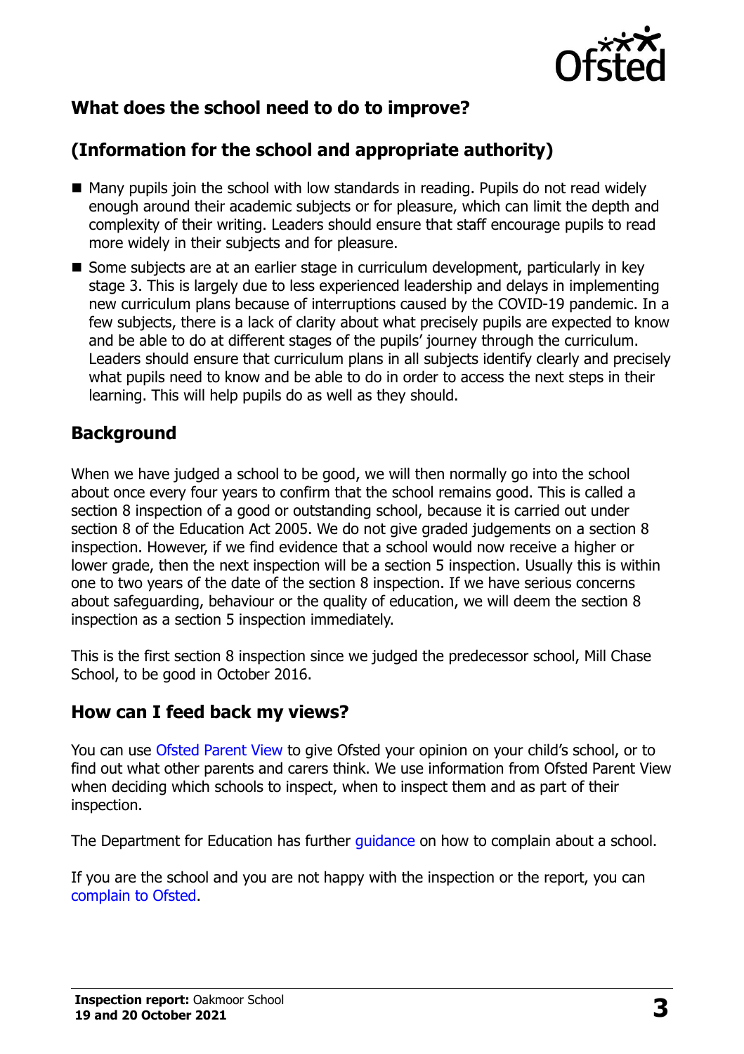## What does the school need to do to improve?

## (Information for the school and appropriate authority)

- Many pupils join the school with low standards in reading. Pupils do not read widely enough around their academic subjects or for pleasure, which can limit the depth and complexity of their writing. Leaders should ensure that staff encourage pupils to read more widely in their subjects and for pleasure.
- Some subjects are at an earlier stage in curriculum development, particularly in key stage 3. This is largely due to less experienced leadership and delays in implementing new curriculum plans because of interruptions caused by the COVID-19 pandemic. In a few subjects, there is a lack of clarity about what precisely pupils are expected to know and be able to do at different stages of the pupils' journey through the curriculum. Leaders should ensure that curriculum plans in all subjects identify clearly and precisely what pupils need to know and be able to do in order to access the next steps in their learning. This will help pupils do as well as they should.

## Background

When we have judged a school to be good, we will then normally go into the school about once every four years to confirm that the school remains good. This is called a section 8 inspection of a good or outstanding school, because it is carried out under section 8 of the Education Act 2005. We do not give graded judgements on a section 8 inspection. However, if we find evidence that a school would now receive a higher or lower grade, then the next inspection will be a section 5 inspection. Usually this is within one to two years of the date of the section 8 inspection. If we have serious concerns about safeguarding, behaviour or the quality of education, we will deem the section 8 inspection as a section 5 inspection immediately.

This is the first section 8 inspection since we judged the predecessor school, Mill Chase School, to be good in October 2016.

## How can I feed back my views?

You can use Ofsted Parent View to give Ofsted your opinion on your child's school, or to find out what other parents and carers think. We use information from Ofsted Parent View when deciding which schools to inspect, when to inspect them and as part of their inspection.

The Department for Education has further guidance on how to complain about a school.

If you are the school and you are not happy with the inspection or the report, you can complain to Ofsted.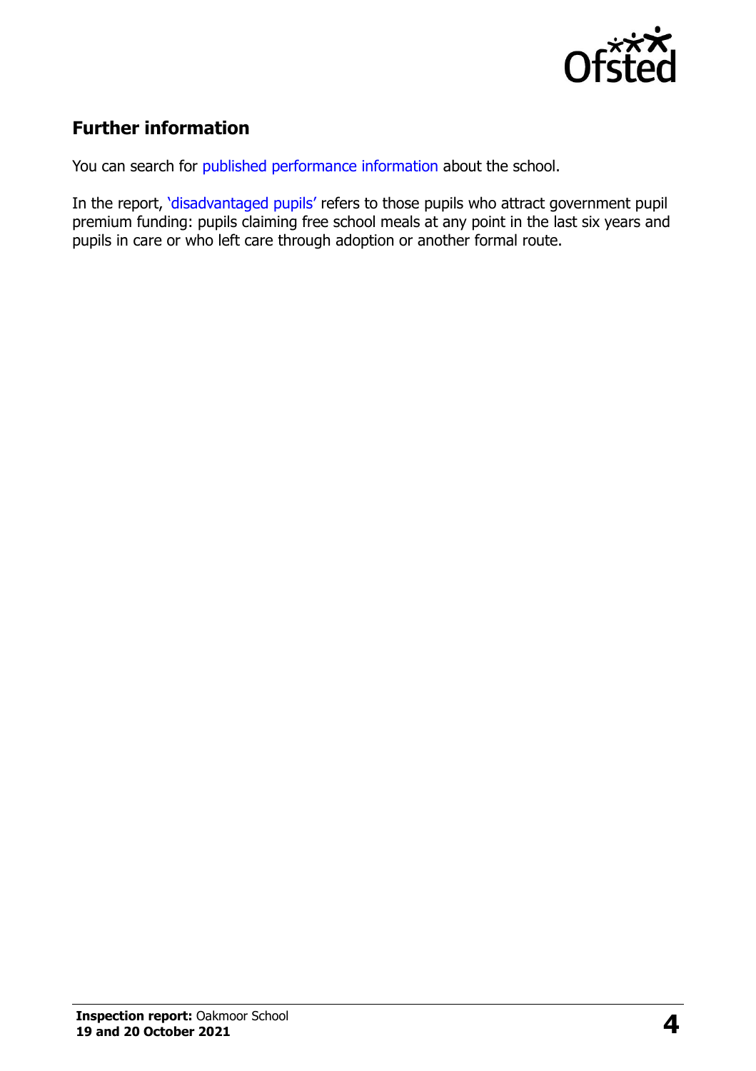## Further information

You can search for published performance information about the school.

In the report, 'disadvantaged pupils' refers to those pupils who attract government pupil premium funding: pupils claiming free school meals at any point in the last six years and pupils in care or who left care through adoption or another formal route.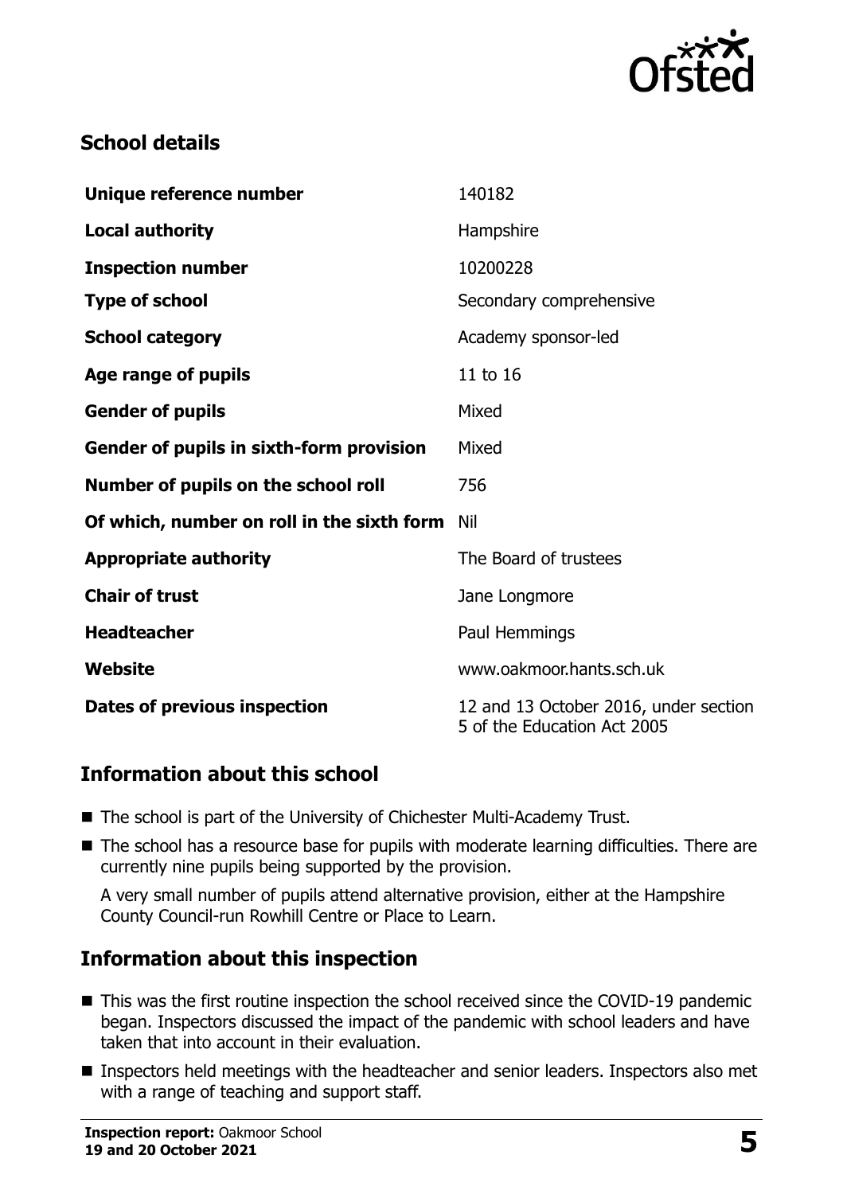## School details

| | |
|---|---|
| **Unique reference number** | 140182 |
| **Local authority** | Hampshire |
| **Inspection number** | 10200228 |
| **Type of school** | Secondary comprehensive |
| **School category** | Academy sponsor-led |
| **Age range of pupils** | 11 to 16 |
| **Gender of pupils** | Mixed |
| **Gender of pupils in sixth-form provision** | Mixed |
| **Number of pupils on the school roll** | 756 |
| **Of which, number on roll in the sixth form** | Nil |
| **Appropriate authority** | The Board of trustees |
| **Chair of trust** | Jane Longmore |
| **Headteacher** | Paul Hemmings |
| **Website** | www.oakmoor.hants.sch.uk |
| **Dates of previous inspection** | 12 and 13 October 2016, under section 5 of the Education Act 2005 |

## Information about this school

- The school is part of the University of Chichester Multi-Academy Trust.
- The school has a resource base for pupils with moderate learning difficulties. There are currently nine pupils being supported by the provision.

  A very small number of pupils attend alternative provision, either at the Hampshire County Council-run Rowhill Centre or Place to Learn.

## Information about this inspection

- This was the first routine inspection the school received since the COVID-19 pandemic began. Inspectors discussed the impact of the pandemic with school leaders and have taken that into account in their evaluation.
- Inspectors held meetings with the headteacher and senior leaders. Inspectors also met with a range of teaching and support staff.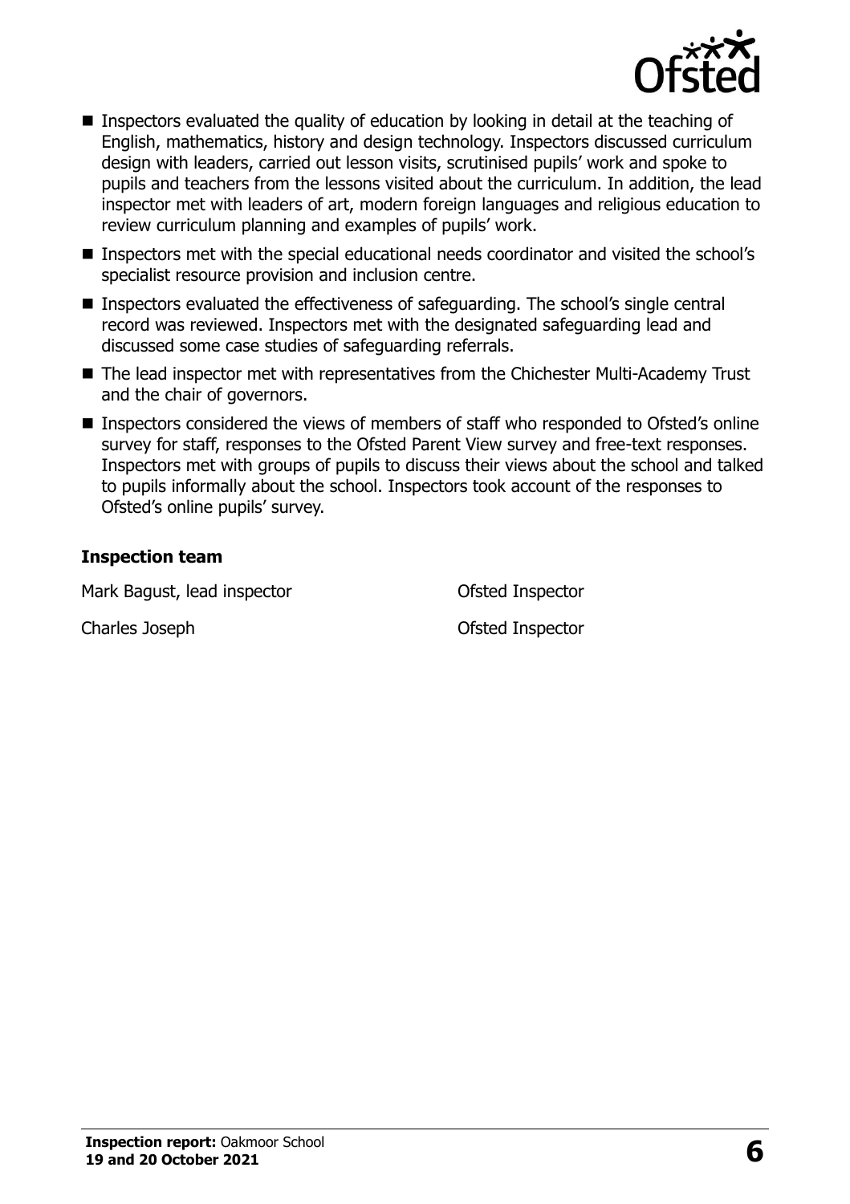- Inspectors evaluated the quality of education by looking in detail at the teaching of English, mathematics, history and design technology. Inspectors discussed curriculum design with leaders, carried out lesson visits, scrutinised pupils' work and spoke to pupils and teachers from the lessons visited about the curriculum. In addition, the lead inspector met with leaders of art, modern foreign languages and religious education to review curriculum planning and examples of pupils' work.
- Inspectors met with the special educational needs coordinator and visited the school's specialist resource provision and inclusion centre.
- Inspectors evaluated the effectiveness of safeguarding. The school's single central record was reviewed. Inspectors met with the designated safeguarding lead and discussed some case studies of safeguarding referrals.
- The lead inspector met with representatives from the Chichester Multi-Academy Trust and the chair of governors.
- Inspectors considered the views of members of staff who responded to Ofsted's online survey for staff, responses to the Ofsted Parent View survey and free-text responses. Inspectors met with groups of pupils to discuss their views about the school and talked to pupils informally about the school. Inspectors took account of the responses to Ofsted's online pupils' survey.

### Inspection team

| | |
|---|---|
| Mark Bagust, lead inspector | Ofsted Inspector |
| Charles Joseph | Ofsted Inspector |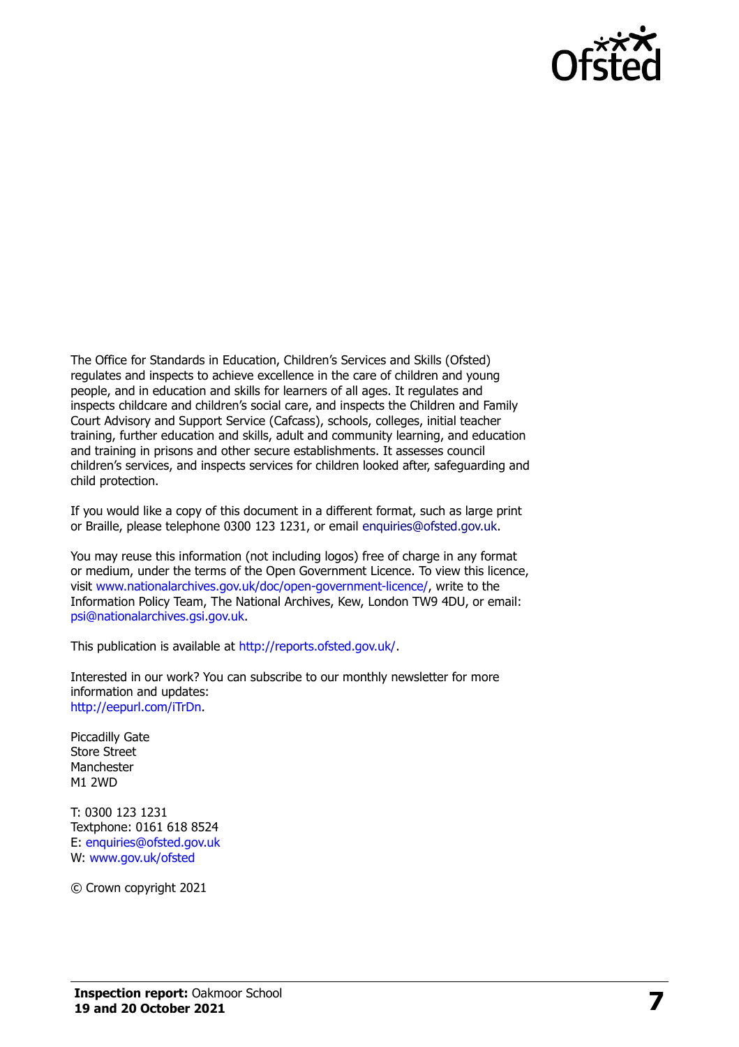The Office for Standards in Education, Children's Services and Skills (Ofsted) regulates and inspects to achieve excellence in the care of children and young people, and in education and skills for learners of all ages. It regulates and inspects childcare and children's social care, and inspects the Children and Family Court Advisory and Support Service (Cafcass), schools, colleges, initial teacher training, further education and skills, adult and community learning, and education and training in prisons and other secure establishments. It assesses council children's services, and inspects services for children looked after, safeguarding and child protection.

If you would like a copy of this document in a different format, such as large print or Braille, please telephone 0300 123 1231, or email enquiries@ofsted.gov.uk.

You may reuse this information (not including logos) free of charge in any format or medium, under the terms of the Open Government Licence. To view this licence, visit www.nationalarchives.gov.uk/doc/open-government-licence/, write to the Information Policy Team, The National Archives, Kew, London TW9 4DU, or email: psi@nationalarchives.gsi.gov.uk.

This publication is available at http://reports.ofsted.gov.uk/.

Interested in our work? You can subscribe to our monthly newsletter for more information and updates:
http://eepurl.com/iTrDn.

Piccadilly Gate
Store Street
Manchester
M1 2WD

T: 0300 123 1231
Textphone: 0161 618 8524
E: enquiries@ofsted.gov.uk
W: www.gov.uk/ofsted

© Crown copyright 2021